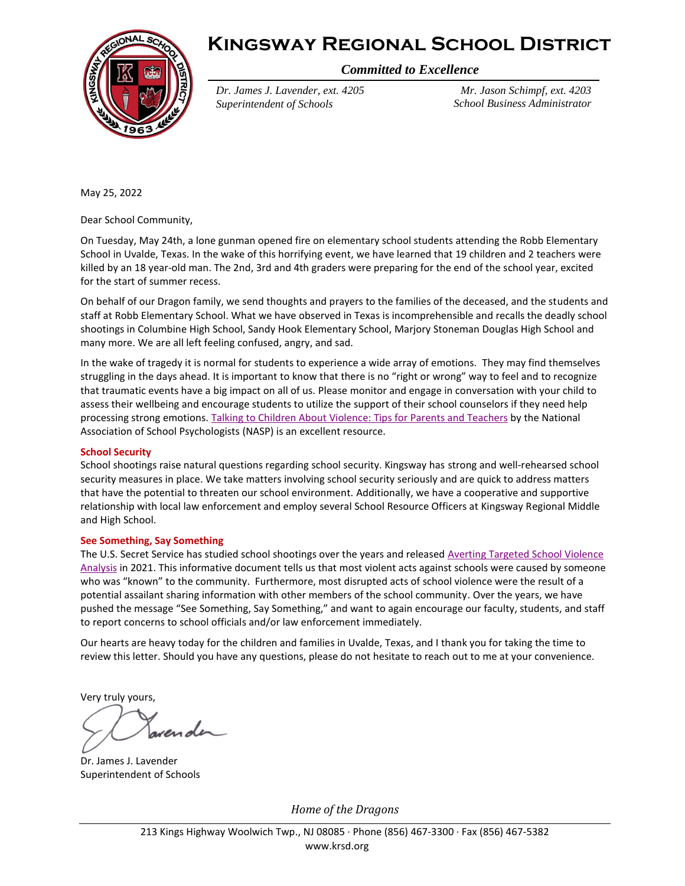# Kingsway Regional School District

*Committed to Excellence*

*Dr. James J. Lavender, ext. 4205*
*Superintendent of Schools*

*Mr. Jason Schimpf, ext. 4203*
*School Business Administrator*

May 25, 2022

Dear School Community,

On Tuesday, May 24th, a lone gunman opened fire on elementary school students attending the Robb Elementary School in Uvalde, Texas. In the wake of this horrifying event, we have learned that 19 children and 2 teachers were killed by an 18 year-old man. The 2nd, 3rd and 4th graders were preparing for the end of the school year, excited for the start of summer recess.

On behalf of our Dragon family, we send thoughts and prayers to the families of the deceased, and the students and staff at Robb Elementary School. What we have observed in Texas is incomprehensible and recalls the deadly school shootings in Columbine High School, Sandy Hook Elementary School, Marjory Stoneman Douglas High School and many more. We are all left feeling confused, angry, and sad.

In the wake of tragedy it is normal for students to experience a wide array of emotions. They may find themselves struggling in the days ahead. It is important to know that there is no "right or wrong" way to feel and to recognize that traumatic events have a big impact on all of us. Please monitor and engage in conversation with your child to assess their wellbeing and encourage students to utilize the support of their school counselors if they need help processing strong emotions. Talking to Children About Violence: Tips for Parents and Teachers by the National Association of School Psychologists (NASP) is an excellent resource.

**School Security**

School shootings raise natural questions regarding school security. Kingsway has strong and well-rehearsed school security measures in place. We take matters involving school security seriously and are quick to address matters that have the potential to threaten our school environment. Additionally, we have a cooperative and supportive relationship with local law enforcement and employ several School Resource Officers at Kingsway Regional Middle and High School.

**See Something, Say Something**

The U.S. Secret Service has studied school shootings over the years and released Averting Targeted School Violence Analysis in 2021. This informative document tells us that most violent acts against schools were caused by someone who was "known" to the community. Furthermore, most disrupted acts of school violence were the result of a potential assailant sharing information with other members of the school community. Over the years, we have pushed the message "See Something, Say Something," and want to again encourage our faculty, students, and staff to report concerns to school officials and/or law enforcement immediately.

Our hearts are heavy today for the children and families in Uvalde, Texas, and I thank you for taking the time to review this letter. Should you have any questions, please do not hesitate to reach out to me at your convenience.

Very truly yours,

Dr. James J. Lavender
Superintendent of Schools

*Home of the Dragons*

213 Kings Highway Woolwich Twp., NJ 08085 · Phone (856) 467-3300 · Fax (856) 467-5382
www.krsd.org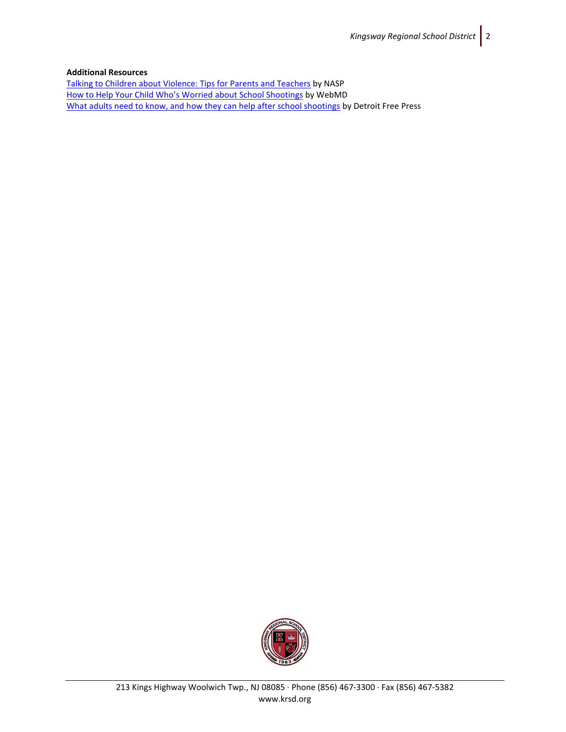**Additional Resources**

Talking to Children about Violence: Tips for Parents and Teachers by NASP
How to Help Your Child Who's Worried about School Shootings by WebMD
What adults need to know, and how they can help after school shootings by Detroit Free Press